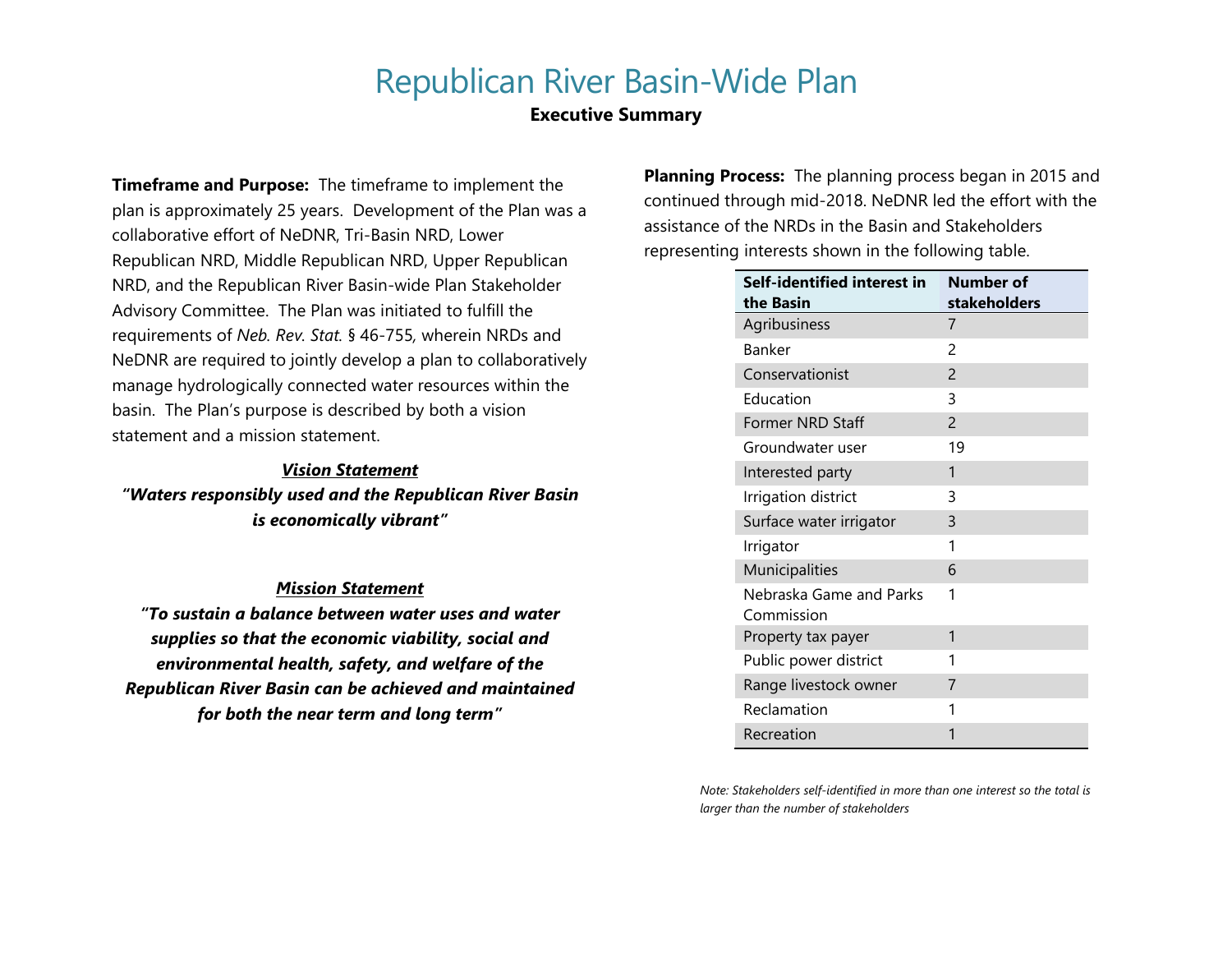# Republican River Basin-Wide Plan

## Executive Summary

**Timeframe and Purpose:** The timeframe to implement the plan is approximately 25 years. Development of the Plan was a collaborative effort of NeDNR, Tri-Basin NRD, Lower Republican NRD, Middle Republican NRD, Upper Republican NRD, and the Republican River Basin-wide Plan Stakeholder Advisory Committee. The Plan was initiated to fulfill the requirements of *Neb. Rev. Stat.* § 46-755, wherein NRDs and NeDNR are required to jointly develop a plan to collaboratively manage hydrologically connected water resources within the basin. The Plan's purpose is described by both a vision statement and a mission statement.

***Vision Statement***

***"Waters responsibly used and the Republican River Basin is economically vibrant"***

***Mission Statement***

***"To sustain a balance between water uses and water supplies so that the economic viability, social and environmental health, safety, and welfare of the Republican River Basin can be achieved and maintained for both the near term and long term"***

**Planning Process:** The planning process began in 2015 and continued through mid-2018. NeDNR led the effort with the assistance of the NRDs in the Basin and Stakeholders representing interests shown in the following table.

| Self-identified interest in the Basin | Number of stakeholders |
|---|---|
| Agribusiness | 7 |
| Banker | 2 |
| Conservationist | 2 |
| Education | 3 |
| Former NRD Staff | 2 |
| Groundwater user | 19 |
| Interested party | 1 |
| Irrigation district | 3 |
| Surface water irrigator | 3 |
| Irrigator | 1 |
| Municipalities | 6 |
| Nebraska Game and Parks Commission | 1 |
| Property tax payer | 1 |
| Public power district | 1 |
| Range livestock owner | 7 |
| Reclamation | 1 |
| Recreation | 1 |

*Note: Stakeholders self-identified in more than one interest so the total is larger than the number of stakeholders*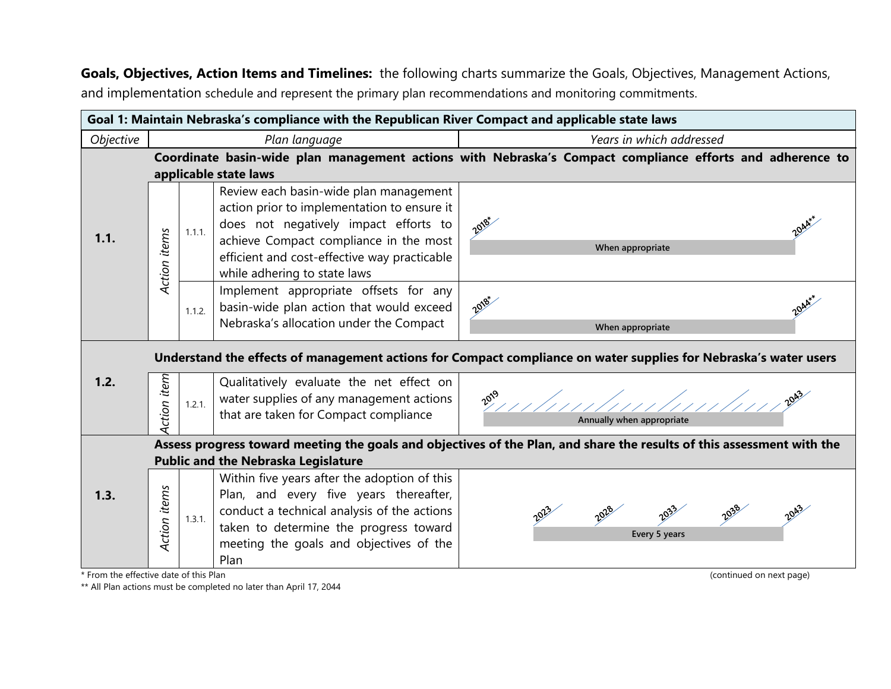**Goals, Objectives, Action Items and Timelines:** the following charts summarize the Goals, Objectives, Management Actions, and implementation schedule and represent the primary plan recommendations and monitoring commitments.

| **Goal 1: Maintain Nebraska's compliance with the Republican River Compact and applicable state laws** | | | | |
|---|---|---|---|---|
| *Objective* | | | *Plan language* | *Years in which addressed* |
| **1.1.** | **Coordinate basin-wide plan management actions with Nebraska's Compact compliance efforts and adherence to applicable state laws** | | | |
| | *Action items* | 1.1.1. | Review each basin-wide plan management action prior to implementation to ensure it does not negatively impact efforts to achieve Compact compliance in the most efficient and cost-effective way practicable while adhering to state laws | 2018* – 2044**: When appropriate |
| | | 1.1.2. | Implement appropriate offsets for any basin-wide plan action that would exceed Nebraska's allocation under the Compact | 2018* – 2044**: When appropriate |
| **1.2.** | **Understand the effects of management actions for Compact compliance on water supplies for Nebraska's water users** | | | |
| | *Action item* | 1.2.1. | Qualitatively evaluate the net effect on water supplies of any management actions that are taken for Compact compliance | 2019 – 2043: Annually when appropriate |
| **1.3.** | **Assess progress toward meeting the goals and objectives of the Plan, and share the results of this assessment with the Public and the Nebraska Legislature** | | | |
| | *Action items* | 1.3.1. | Within five years after the adoption of this Plan, and every five years thereafter, conduct a technical analysis of the actions taken to determine the progress toward meeting the goals and objectives of the Plan | 2023, 2028, 2033, 2038, 2043: Every 5 years |

\* From the effective date of this Plan

\*\* All Plan actions must be completed no later than April 17, 2044

(continued on next page)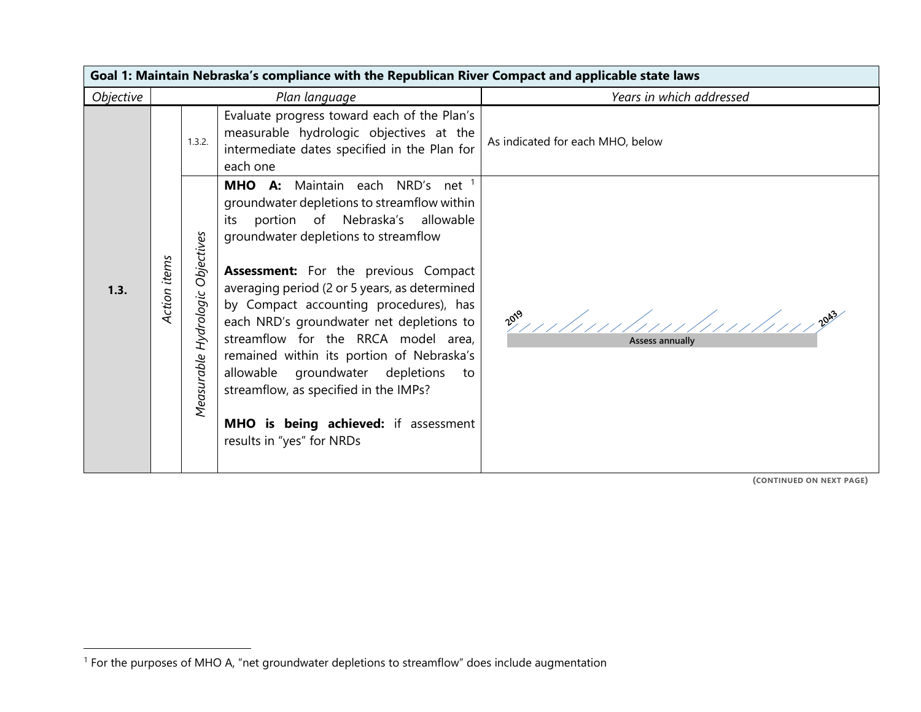| Goal 1: Maintain Nebraska's compliance with the Republican River Compact and applicable state laws | | | | |
|---|---|---|---|---|
| *Objective* | *Plan language* | | | *Years in which addressed* |
| **1.3.** | *Action items* | 1.3.2. | Evaluate progress toward each of the Plan's measurable hydrologic objectives at the intermediate dates specified in the Plan for each one | As indicated for each MHO, below |
| | | *Measurable Hydrologic Objectives* | **MHO A:** Maintain each NRD's net [1] groundwater depletions to streamflow within its portion of Nebraska's allowable groundwater depletions to streamflow<br><br>**Assessment:** For the previous Compact averaging period (2 or 5 years, as determined by Compact accounting procedures), has each NRD's groundwater net depletions to streamflow for the RRCA model area, remained within its portion of Nebraska's allowable groundwater depletions to streamflow, as specified in the IMPs?<br><br>**MHO is being achieved:** if assessment results in "yes" for NRDs | 2019 – 2043: Assess annually |

**(CONTINUED ON NEXT PAGE)**

[1] For the purposes of MHO A, "net groundwater depletions to streamflow" does include augmentation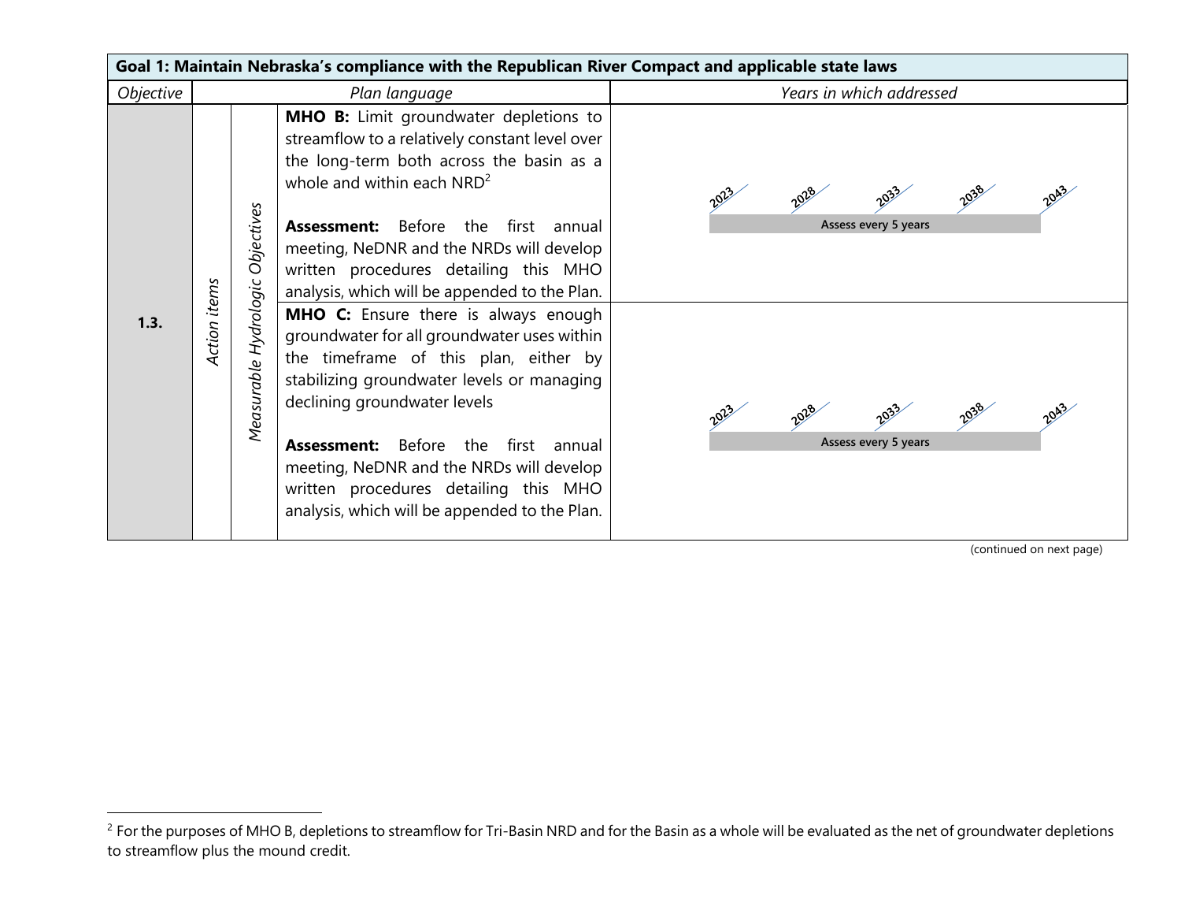| Goal 1: Maintain Nebraska's compliance with the Republican River Compact and applicable state laws | | | | |
|---|---|---|---|---|
| *Objective* | *Plan language* | | | *Years in which addressed* |
| 1.3. | *Action items* | *Measurable Hydrologic Objectives* | **MHO B:** Limit groundwater depletions to streamflow to a relatively constant level over the long-term both across the basin as a whole and within each NRD[2]<br><br>**Assessment:** Before the first annual meeting, NeDNR and the NRDs will develop written procedures detailing this MHO analysis, which will be appended to the Plan. | 2023, 2028, 2033, 2038, 2043 — Assess every 5 years |
| | | | **MHO C:** Ensure there is always enough groundwater for all groundwater uses within the timeframe of this plan, either by stabilizing groundwater levels or managing declining groundwater levels<br><br>**Assessment:** Before the first annual meeting, NeDNR and the NRDs will develop written procedures detailing this MHO analysis, which will be appended to the Plan. | 2023, 2028, 2033, 2038, 2043 — Assess every 5 years |

(continued on next page)

[2] For the purposes of MHO B, depletions to streamflow for Tri-Basin NRD and for the Basin as a whole will be evaluated as the net of groundwater depletions to streamflow plus the mound credit.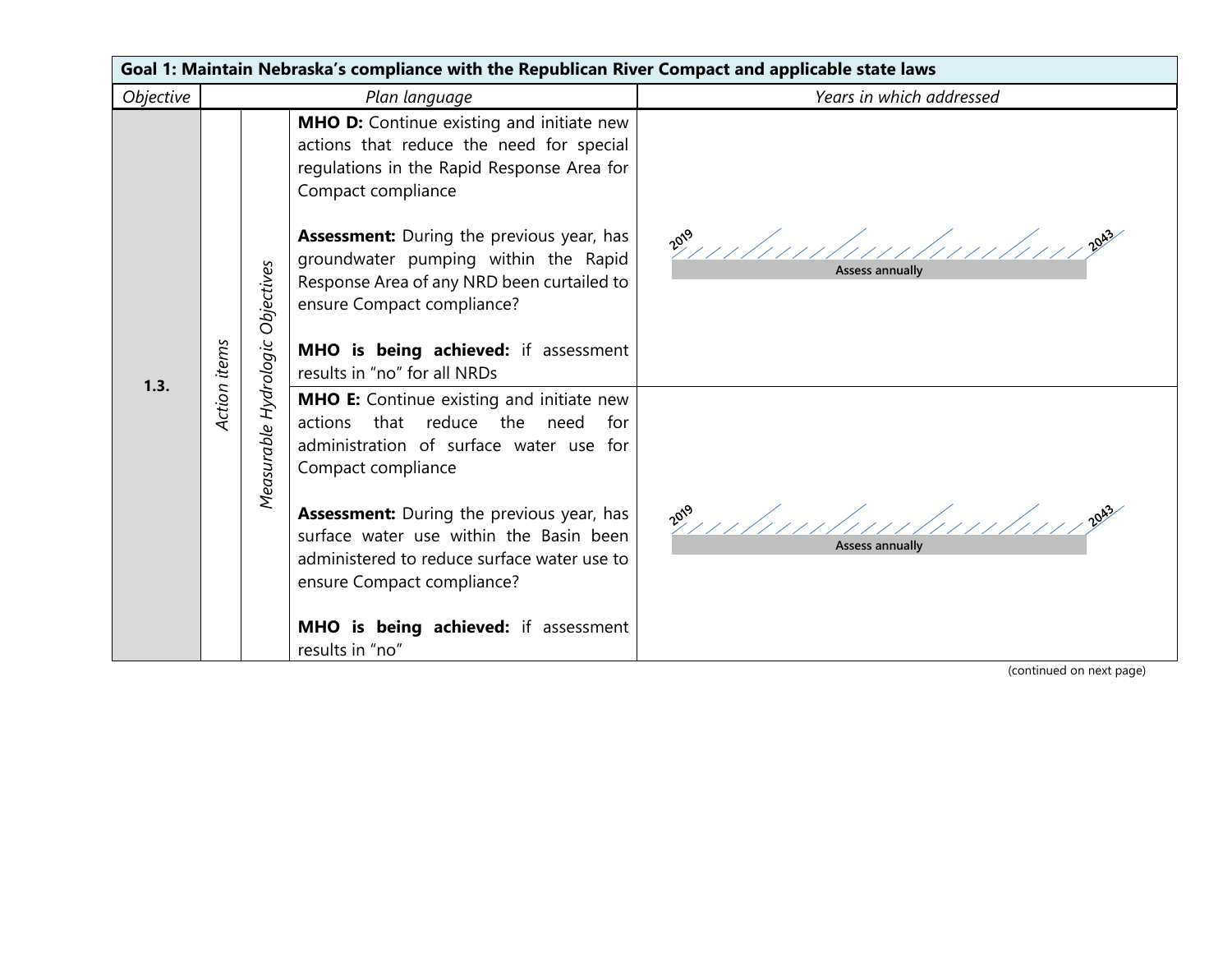| Goal 1: Maintain Nebraska's compliance with the Republican River Compact and applicable state laws | | | | |
|---|---|---|---|---|
| *Objective* | *Plan language* | | | *Years in which addressed* |
| **1.3.** | *Action items* | *Measurable Hydrologic Objectives* | **MHO D:** Continue existing and initiate new actions that reduce the need for special regulations in the Rapid Response Area for Compact compliance<br><br>**Assessment:** During the previous year, has groundwater pumping within the Rapid Response Area of any NRD been curtailed to ensure Compact compliance?<br><br>**MHO is being achieved:** if assessment results in "no" for all NRDs | 2019 – 2043: Assess annually |
| | | | **MHO E:** Continue existing and initiate new actions that reduce the need for administration of surface water use for Compact compliance<br><br>**Assessment:** During the previous year, has surface water use within the Basin been administered to reduce surface water use to ensure Compact compliance?<br><br>**MHO is being achieved:** if assessment results in "no" | 2019 – 2043: Assess annually |

(continued on next page)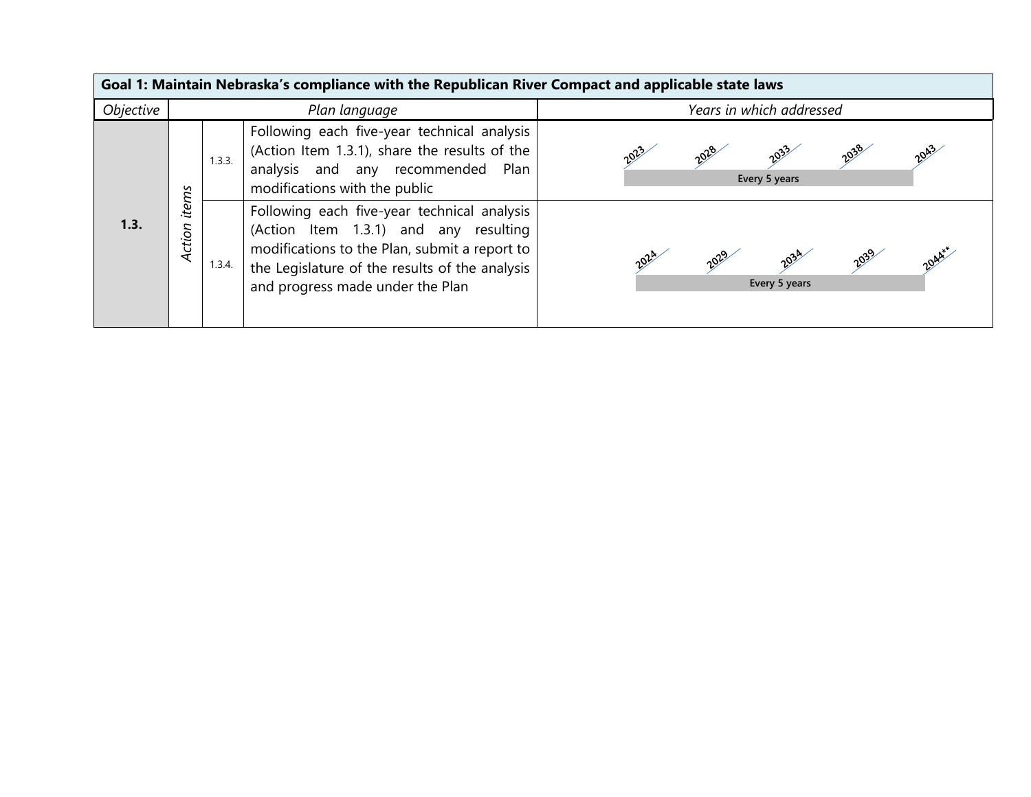| Goal 1: Maintain Nebraska's compliance with the Republican River Compact and applicable state laws | | | | |
|---|---|---|---|---|
| *Objective* | *Plan language* | | | *Years in which addressed* |
| **1.3.** | *Action items* | 1.3.3. | Following each five-year technical analysis (Action Item 1.3.1), share the results of the analysis and any recommended Plan modifications with the public | 2023, 2028, 2033, 2038, 2043 — **Every 5 years** |
| | | 1.3.4. | Following each five-year technical analysis (Action Item 1.3.1) and any resulting modifications to the Plan, submit a report to the Legislature of the results of the analysis and progress made under the Plan | 2024, 2029, 2034, 2039, 2044** — **Every 5 years** |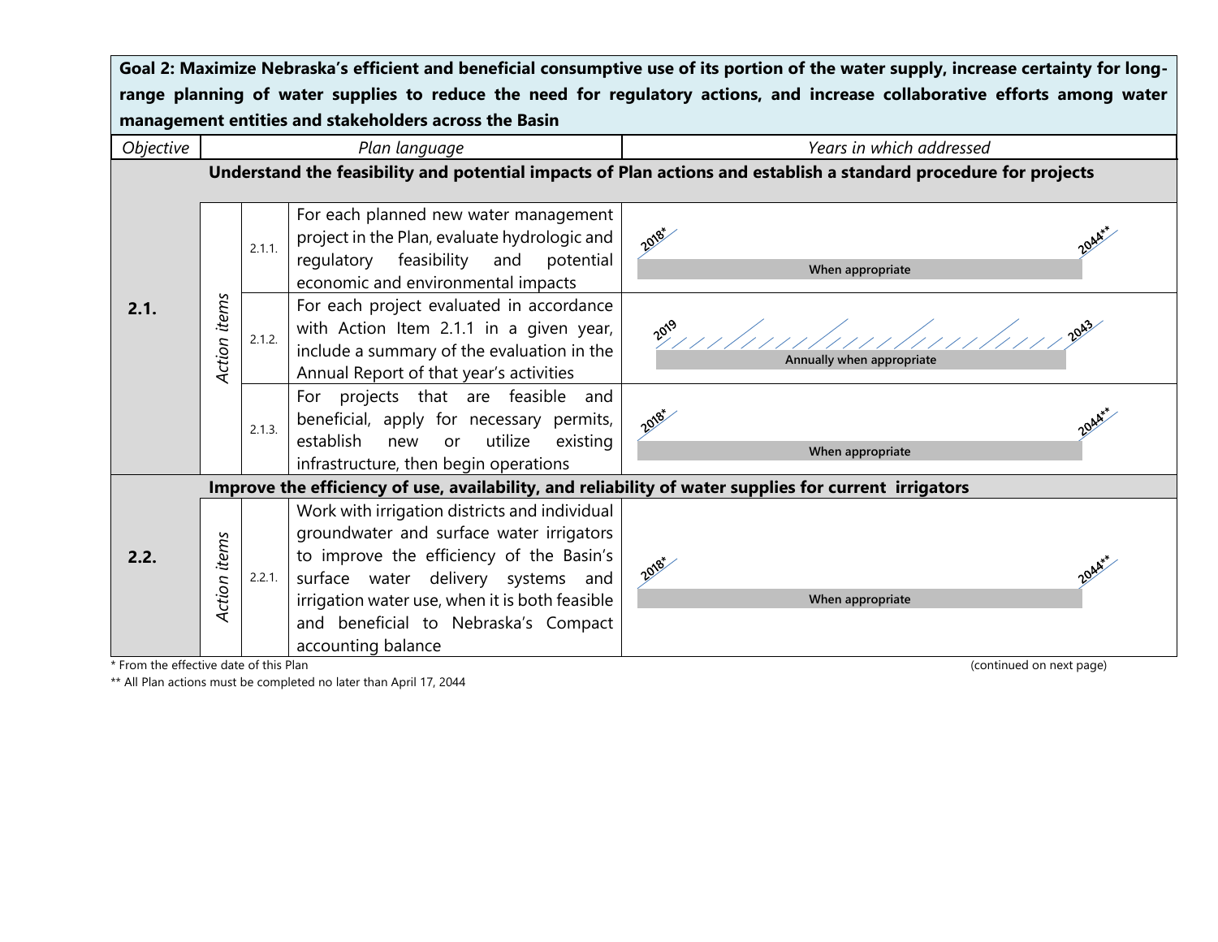| **Goal 2: Maximize Nebraska's efficient and beneficial consumptive use of its portion of the water supply, increase certainty for long-range planning of water supplies to reduce the need for regulatory actions, and increase collaborative efforts among water management entities and stakeholders across the Basin** | | | | |
|---|---|---|---|---|
| *Objective* | *Plan language* | | | *Years in which addressed* |
| **2.1.** | **Understand the feasibility and potential impacts of Plan actions and establish a standard procedure for projects** | | | |
| | *Action items* | 2.1.1. | For each planned new water management project in the Plan, evaluate hydrologic and regulatory feasibility and potential economic and environmental impacts | 2018* – 2044**: When appropriate |
| | | 2.1.2. | For each project evaluated in accordance with Action Item 2.1.1 in a given year, include a summary of the evaluation in the Annual Report of that year's activities | 2019 – 2043: Annually when appropriate |
| | | 2.1.3. | For projects that are feasible and beneficial, apply for necessary permits, establish new or utilize existing infrastructure, then begin operations | 2018* – 2044**: When appropriate |
| **2.2.** | **Improve the efficiency of use, availability, and reliability of water supplies for current irrigators** | | | |
| | *Action items* | 2.2.1. | Work with irrigation districts and individual groundwater and surface water irrigators to improve the efficiency of the Basin's surface water delivery systems and irrigation water use, when it is both feasible and beneficial to Nebraska's Compact accounting balance | 2018* – 2044**: When appropriate |

\* From the effective date of this Plan

\** All Plan actions must be completed no later than April 17, 2044

(continued on next page)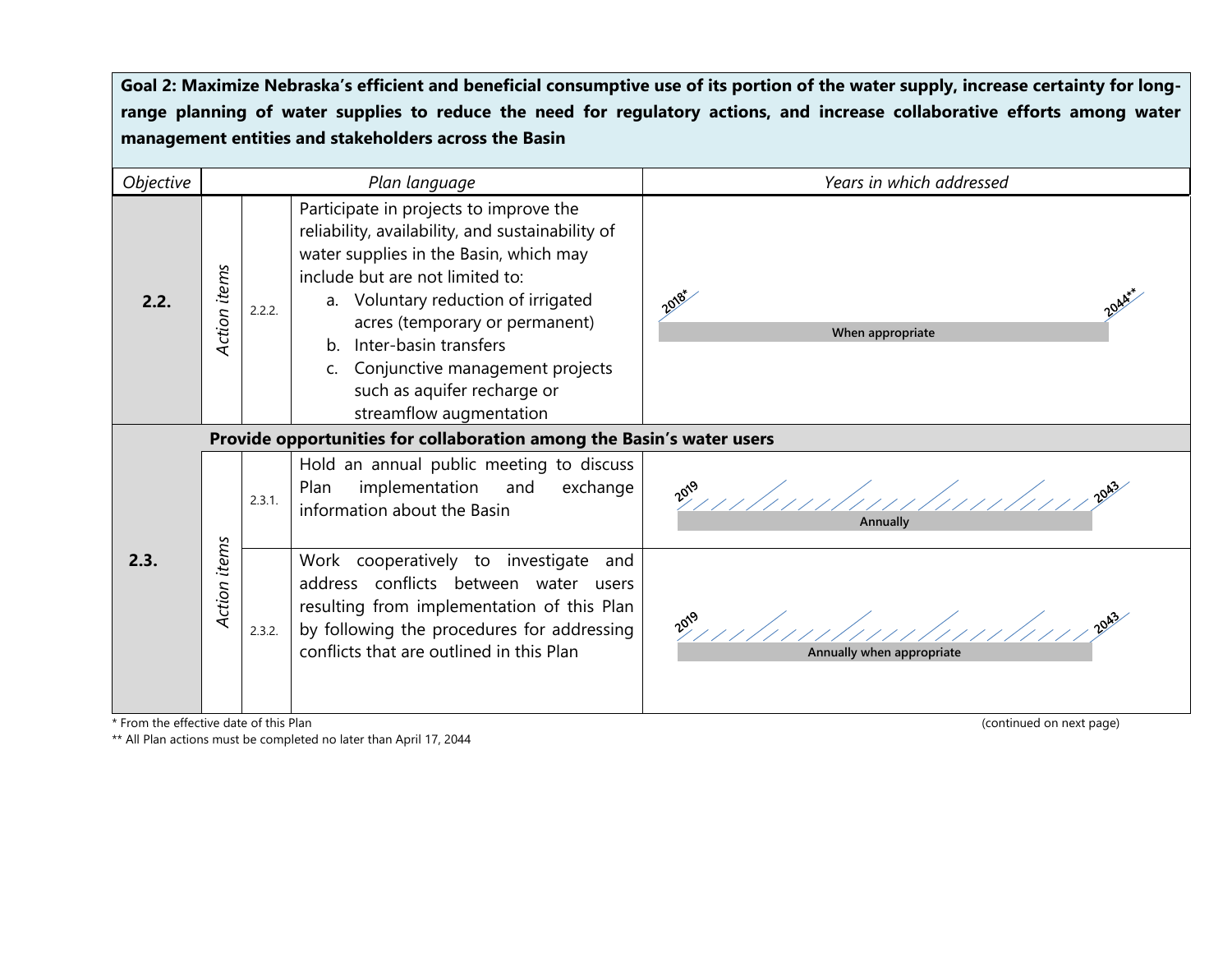**Goal 2: Maximize Nebraska's efficient and beneficial consumptive use of its portion of the water supply, increase certainty for long-range planning of water supplies to reduce the need for regulatory actions, and increase collaborative efforts among water management entities and stakeholders across the Basin**

| *Objective* | | | *Plan language* | *Years in which addressed* |
|---|---|---|---|---|
| **2.2.** | *Action items* | 2.2.2. | Participate in projects to improve the reliability, availability, and sustainability of water supplies in the Basin, which may include but are not limited to:<br>a. Voluntary reduction of irrigated acres (temporary or permanent)<br>b. Inter-basin transfers<br>c. Conjunctive management projects such as aquifer recharge or streamflow augmentation | 2018* – 2044**: When appropriate |
| **2.3.** | **Provide opportunities for collaboration among the Basin's water users** | | | |
| | *Action items* | 2.3.1. | Hold an annual public meeting to discuss Plan implementation and exchange information about the Basin | 2019 – 2043: Annually |
| | | 2.3.2. | Work cooperatively to investigate and address conflicts between water users resulting from implementation of this Plan by following the procedures for addressing conflicts that are outlined in this Plan | 2019 – 2043: Annually when appropriate |

\* From the effective date of this Plan

\** All Plan actions must be completed no later than April 17, 2044

(continued on next page)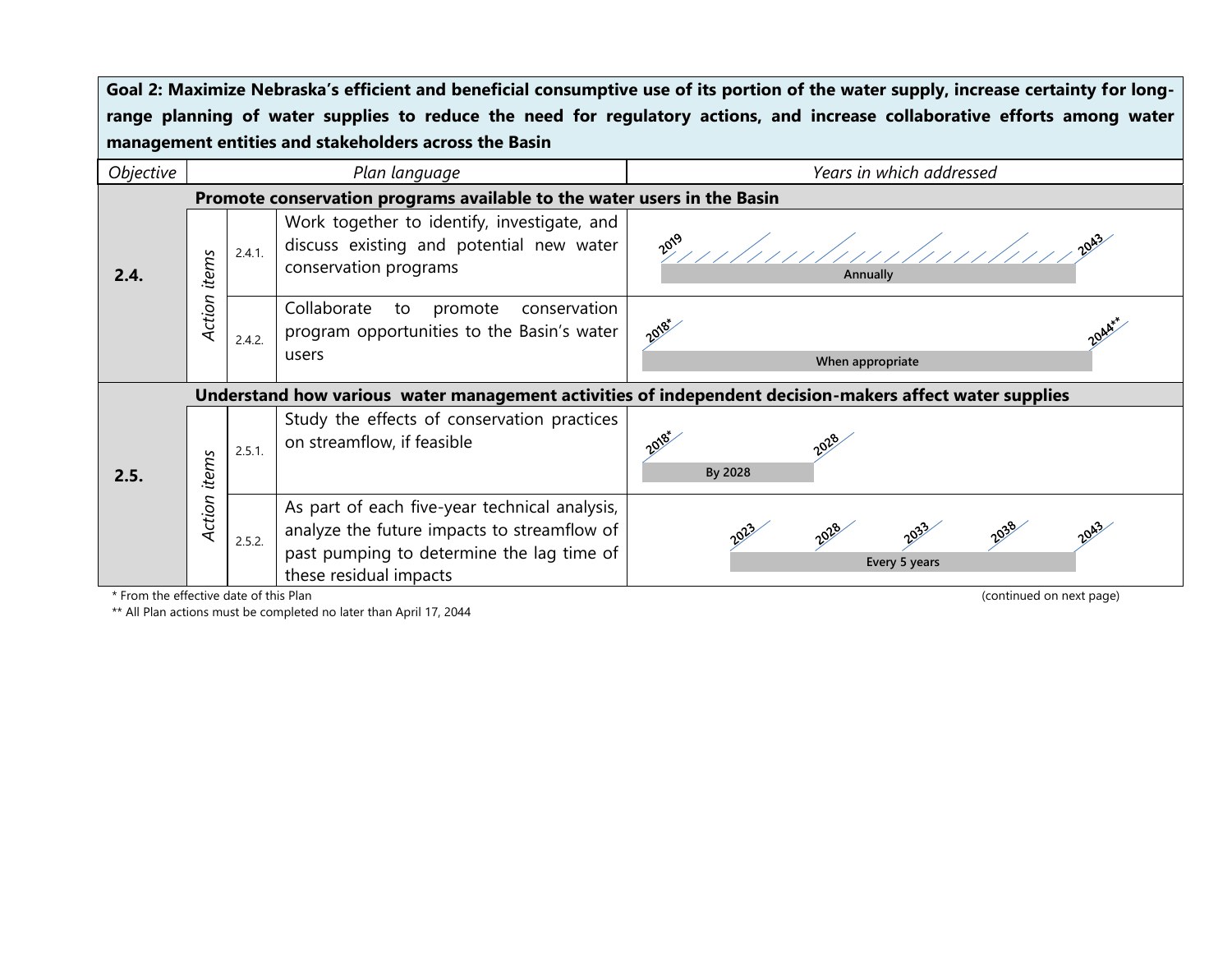| Goal 2: Maximize Nebraska's efficient and beneficial consumptive use of its portion of the water supply, increase certainty for long-range planning of water supplies to reduce the need for regulatory actions, and increase collaborative efforts among water management entities and stakeholders across the Basin | | | | |
|---|---|---|---|---|
| *Objective* | | | *Plan language* | *Years in which addressed* |
| **2.4.** | | | **Promote conservation programs available to the water users in the Basin** | |
| | *Action items* | 2.4.1. | Work together to identify, investigate, and discuss existing and potential new water conservation programs | 2019 – 2043: Annually |
| | | 2.4.2. | Collaborate to promote conservation program opportunities to the Basin's water users | 2018* – 2044**: When appropriate |
| **2.5.** | | | **Understand how various water management activities of independent decision-makers affect water supplies** | |
| | *Action items* | 2.5.1. | Study the effects of conservation practices on streamflow, if feasible | 2018* – 2028: By 2028 |
| | | 2.5.2. | As part of each five-year technical analysis, analyze the future impacts to streamflow of past pumping to determine the lag time of these residual impacts | 2023, 2028, 2033, 2038, 2043: Every 5 years |

\* From the effective date of this Plan

\*\* All Plan actions must be completed no later than April 17, 2044

(continued on next page)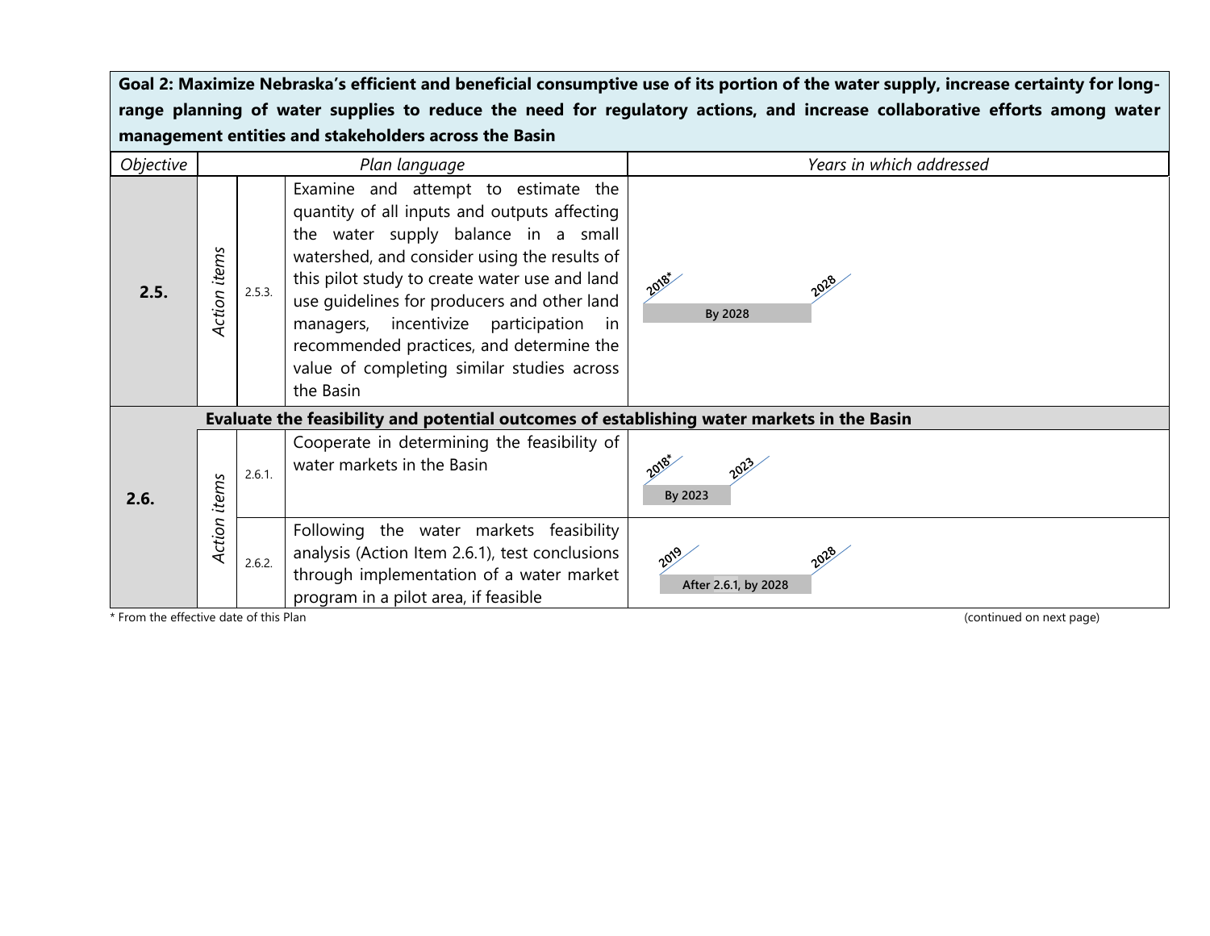| Goal 2: Maximize Nebraska's efficient and beneficial consumptive use of its portion of the water supply, increase certainty for long-range planning of water supplies to reduce the need for regulatory actions, and increase collaborative efforts among water management entities and stakeholders across the Basin | | | | |
|---|---|---|---|---|
| *Objective* | *Plan language* | | | *Years in which addressed* |
| **2.5.** | *Action items* | 2.5.3. | Examine and attempt to estimate the quantity of all inputs and outputs affecting the water supply balance in a small watershed, and consider using the results of this pilot study to create water use and land use guidelines for producers and other land managers, incentivize participation in recommended practices, and determine the value of completing similar studies across the Basin | 2018* – 2028: **By 2028** |
| **2.6.** | **Evaluate the feasibility and potential outcomes of establishing water markets in the Basin** | | | |
| | *Action items* | 2.6.1. | Cooperate in determining the feasibility of water markets in the Basin | 2018* – 2023: **By 2023** |
| | | 2.6.2. | Following the water markets feasibility analysis (Action Item 2.6.1), test conclusions through implementation of a water market program in a pilot area, if feasible | 2019 – 2028: **After 2.6.1, by 2028** |

\* From the effective date of this Plan

(continued on next page)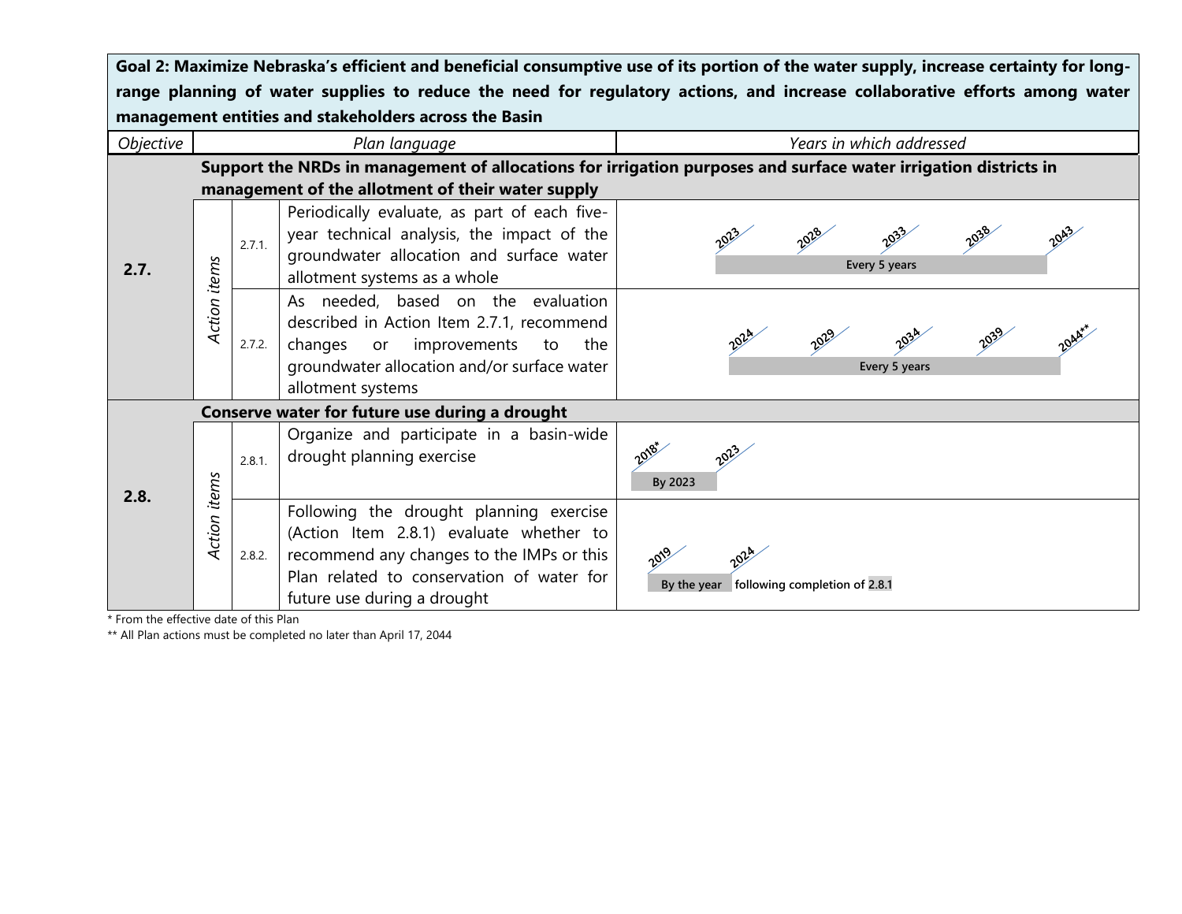**Goal 2: Maximize Nebraska's efficient and beneficial consumptive use of its portion of the water supply, increase certainty for long-range planning of water supplies to reduce the need for regulatory actions, and increase collaborative efforts among water management entities and stakeholders across the Basin**

| Objective | | | Plan language | Years in which addressed |
|---|---|---|---|---|
| **2.7.** | **Support the NRDs in management of allocations for irrigation purposes and surface water irrigation districts in management of the allotment of their water supply** | | | |
| | *Action items* | 2.7.1. | Periodically evaluate, as part of each five-year technical analysis, the impact of the groundwater allocation and surface water allotment systems as a whole | 2023, 2028, 2033, 2038, 2043 — Every 5 years |
| | | 2.7.2. | As needed, based on the evaluation described in Action Item 2.7.1, recommend changes or improvements to the groundwater allocation and/or surface water allotment systems | 2024, 2029, 2034, 2039, 2044** — Every 5 years |
| **2.8.** | **Conserve water for future use during a drought** | | | |
| | *Action items* | 2.8.1. | Organize and participate in a basin-wide drought planning exercise | 2018*, 2023 — By 2023 |
| | | 2.8.2. | Following the drought planning exercise (Action Item 2.8.1) evaluate whether to recommend any changes to the IMPs or this Plan related to conservation of water for future use during a drought | 2019, 2024 — By the year following completion of 2.8.1 |

\* From the effective date of this Plan

\*\* All Plan actions must be completed no later than April 17, 2044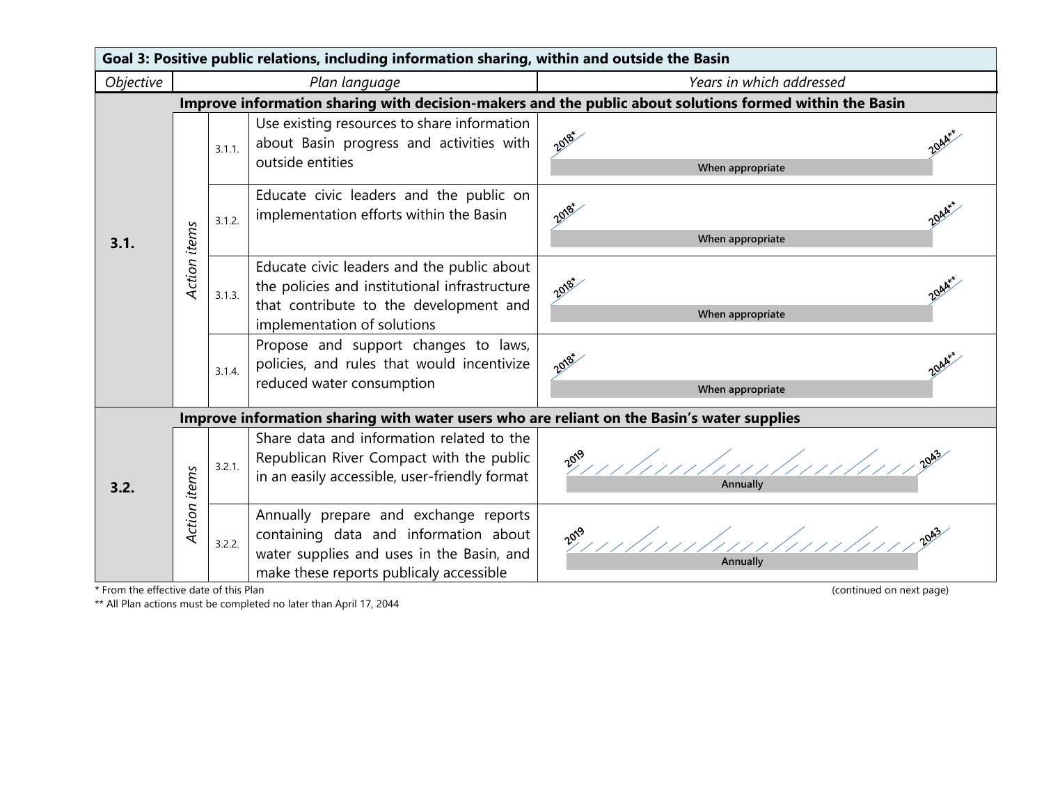| Goal 3: Positive public relations, including information sharing, within and outside the Basin | | | | |
|---|---|---|---|---|
| *Objective* | *Plan language* | | | *Years in which addressed* |
| **3.1.** | **Improve information sharing with decision-makers and the public about solutions formed within the Basin** | | | |
| | *Action items* | 3.1.1. | Use existing resources to share information about Basin progress and activities with outside entities | 2018* – 2044** **When appropriate** |
| | | 3.1.2. | Educate civic leaders and the public on implementation efforts within the Basin | 2018* – 2044** **When appropriate** |
| | | 3.1.3. | Educate civic leaders and the public about the policies and institutional infrastructure that contribute to the development and implementation of solutions | 2018* – 2044** **When appropriate** |
| | | 3.1.4. | Propose and support changes to laws, policies, and rules that would incentivize reduced water consumption | 2018* – 2044** **When appropriate** |
| **3.2.** | **Improve information sharing with water users who are reliant on the Basin's water supplies** | | | |
| | *Action items* | 3.2.1. | Share data and information related to the Republican River Compact with the public in an easily accessible, user-friendly format | 2019 – 2043 **Annually** |
| | | 3.2.2. | Annually prepare and exchange reports containing data and information about water supplies and uses in the Basin, and make these reports publicaly accessible | 2019 – 2043 **Annually** |

\* From the effective date of this Plan

** All Plan actions must be completed no later than April 17, 2044

(continued on next page)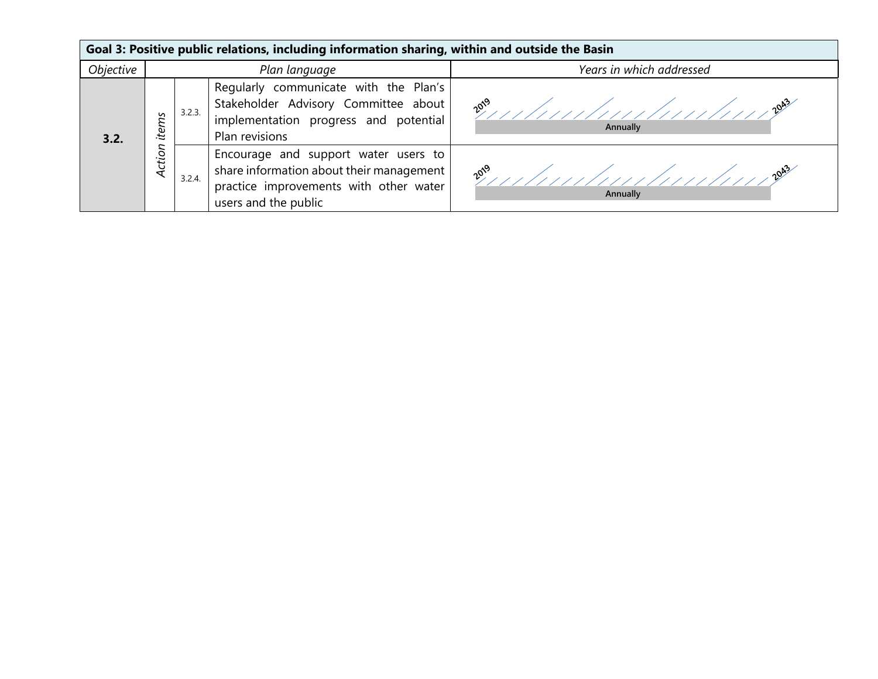| Goal 3: Positive public relations, including information sharing, within and outside the Basin | | | | |
|---|---|---|---|---|
| *Objective* | *Plan language* | | | *Years in which addressed* |
| **3.2.** | *Action items* | 3.2.3. | Regularly communicate with the Plan's Stakeholder Advisory Committee about implementation progress and potential Plan revisions | 2019 – 2043: **Annually** |
| | | 3.2.4. | Encourage and support water users to share information about their management practice improvements with other water users and the public | 2019 – 2043: **Annually** |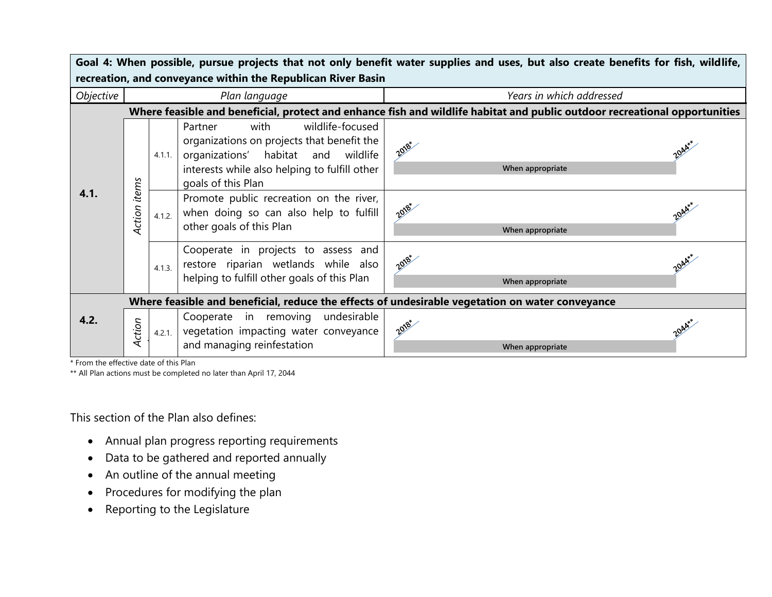| Goal 4: When possible, pursue projects that not only benefit water supplies and uses, but also create benefits for fish, wildlife, recreation, and conveyance within the Republican River Basin | | | | |
|---|---|---|---|---|
| *Objective* | *Plan language* | | | *Years in which addressed* |
| **4.1.** | **Where feasible and beneficial, protect and enhance fish and wildlife habitat and public outdoor recreational opportunities** | | | |
| | *Action items* | 4.1.1. | Partner with wildlife-focused organizations on projects that benefit the organizations' habitat and wildlife interests while also helping to fulfill other goals of this Plan | 2018* – 2044**: When appropriate |
| | | 4.1.2. | Promote public recreation on the river, when doing so can also help to fulfill other goals of this Plan | 2018* – 2044**: When appropriate |
| | | 4.1.3. | Cooperate in projects to assess and restore riparian wetlands while also helping to fulfill other goals of this Plan | 2018* – 2044**: When appropriate |
| **4.2.** | **Where feasible and beneficial, reduce the effects of undesirable vegetation on water conveyance** | | | |
| | *Action* | 4.2.1. | Cooperate in removing undesirable vegetation impacting water conveyance and managing reinfestation | 2018* – 2044**: When appropriate |

\* From the effective date of this Plan

\** All Plan actions must be completed no later than April 17, 2044

This section of the Plan also defines:

- Annual plan progress reporting requirements
- Data to be gathered and reported annually
- An outline of the annual meeting
- Procedures for modifying the plan
- Reporting to the Legislature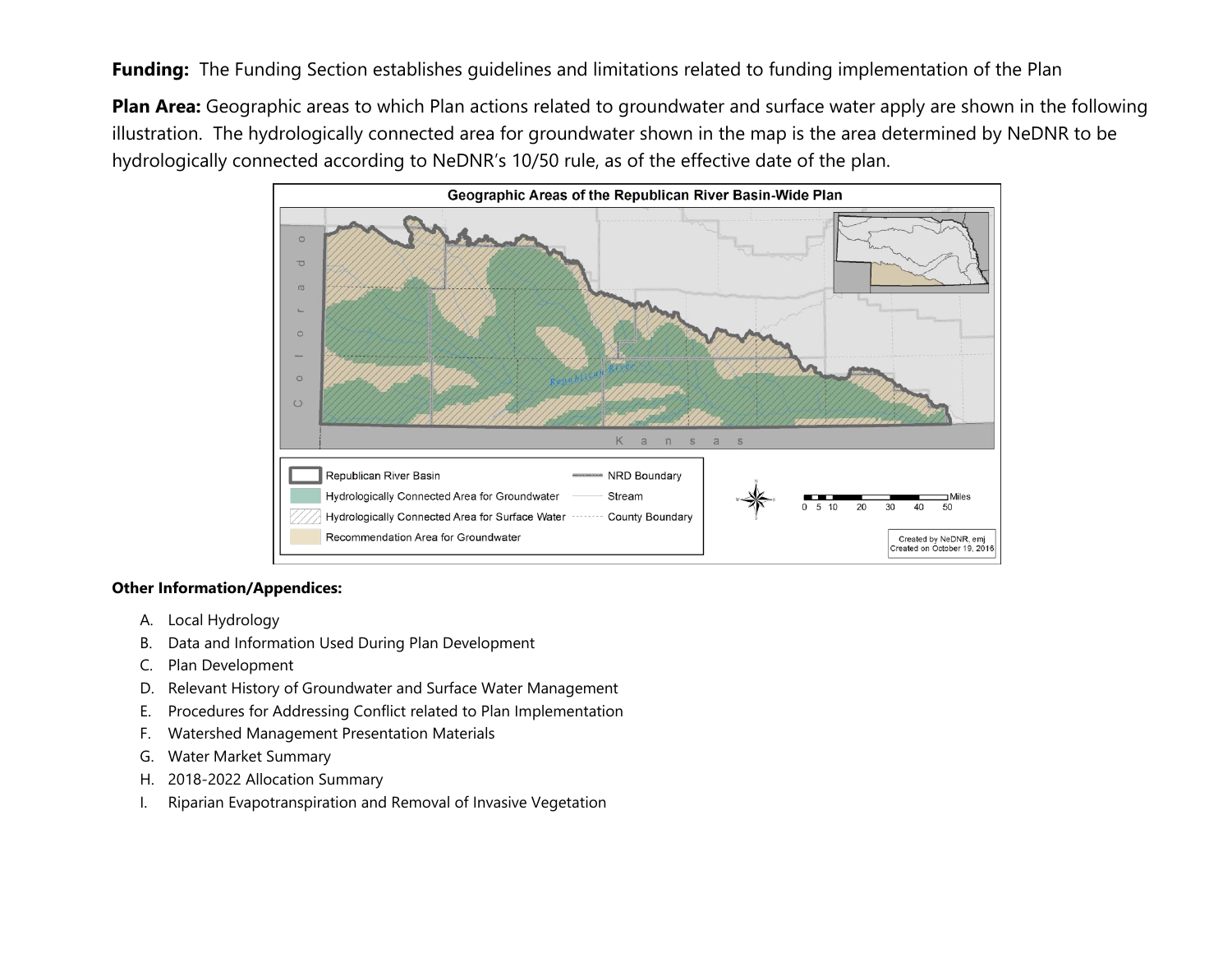**Funding:** The Funding Section establishes guidelines and limitations related to funding implementation of the Plan

**Plan Area:** Geographic areas to which Plan actions related to groundwater and surface water apply are shown in the following illustration. The hydrologically connected area for groundwater shown in the map is the area determined by NeDNR to be hydrologically connected according to NeDNR's 10/50 rule, as of the effective date of the plan.

Geographic Areas of the Republican River Basin-Wide Plan

Colorado

Kansas

Republican River

Republican River Basin

Hydrologically Connected Area for Groundwater

Hydrologically Connected Area for Surface Water

Recommendation Area for Groundwater

NRD Boundary

Stream

County Boundary

0 5 10 20 30 40 50 Miles

Created by NeDNR, emj
Created on October 19, 2016

**Other Information/Appendices:**

A. Local Hydrology
B. Data and Information Used During Plan Development
C. Plan Development
D. Relevant History of Groundwater and Surface Water Management
E. Procedures for Addressing Conflict related to Plan Implementation
F. Watershed Management Presentation Materials
G. Water Market Summary
H. 2018-2022 Allocation Summary
I. Riparian Evapotranspiration and Removal of Invasive Vegetation